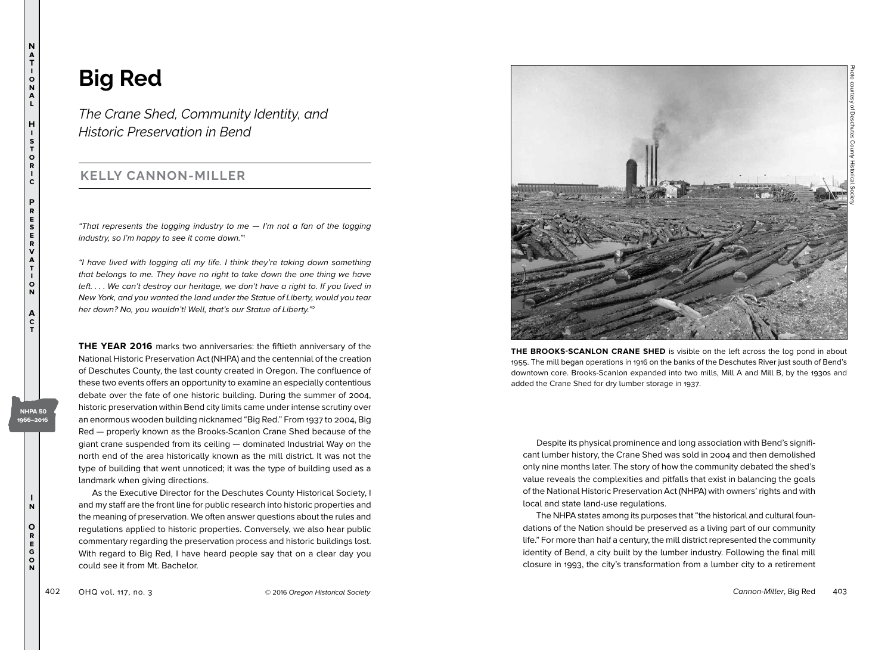# Big Red

*The Crane Shed, Community Identity, and Historic Preservation in Bend*

## KELLY CANNON-MILLER

*"That represents the logging industry to me — I'm not a fan of the logging industry, so I'm happy to see it come down."*[1]

*"I have lived with logging all my life. I think they're taking down something that belongs to me. They have no right to take down the one thing we have left. . . . We can't destroy our heritage, we don't have a right to. If you lived in New York, and you wanted the land under the Statue of Liberty, would you tear her down? No, you wouldn't! Well, that's our Statue of Liberty."*[2]

**THE YEAR 2016** marks two anniversaries: the fiftieth anniversary of the National Historic Preservation Act (NHPA) and the centennial of the creation of Deschutes County, the last county created in Oregon. The confluence of these two events offers an opportunity to examine an especially contentious debate over the fate of one historic building. During the summer of 2004, historic preservation within Bend city limits came under intense scrutiny over an enormous wooden building nicknamed "Big Red." From 1937 to 2004, Big Red — properly known as the Brooks-Scanlon Crane Shed because of the giant crane suspended from its ceiling — dominated Industrial Way on the north end of the area historically known as the mill district. It was not the type of building that went unnoticed; it was the type of building used as a landmark when giving directions.

As the Executive Director for the Deschutes County Historical Society, I and my staff are the front line for public research into historic properties and the meaning of preservation. We often answer questions about the rules and regulations applied to historic properties. Conversely, we also hear public commentary regarding the preservation process and historic buildings lost. With regard to Big Red, I have heard people say that on a clear day you could see it from Mt. Bachelor.

**THE BROOKS-SCANLON CRANE SHED** is visible on the left across the log pond in about 1955. The mill began operations in 1916 on the banks of the Deschutes River just south of Bend's downtown core. Brooks-Scanlon expanded into two mills, Mill A and Mill B, by the 1930s and added the Crane Shed for dry lumber storage in 1937.

Photo courtesy of Deschutes County Historical Society

Despite its physical prominence and long association with Bend's significant lumber history, the Crane Shed was sold in 2004 and then demolished only nine months later. The story of how the community debated the shed's value reveals the complexities and pitfalls that exist in balancing the goals of the National Historic Preservation Act (NHPA) with owners' rights and with local and state land-use regulations.

The NHPA states among its purposes that "the historical and cultural foundations of the Nation should be preserved as a living part of our community life." For more than half a century, the mill district represented the community identity of Bend, a city built by the lumber industry. Following the final mill closure in 1993, the city's transformation from a lumber city to a retirement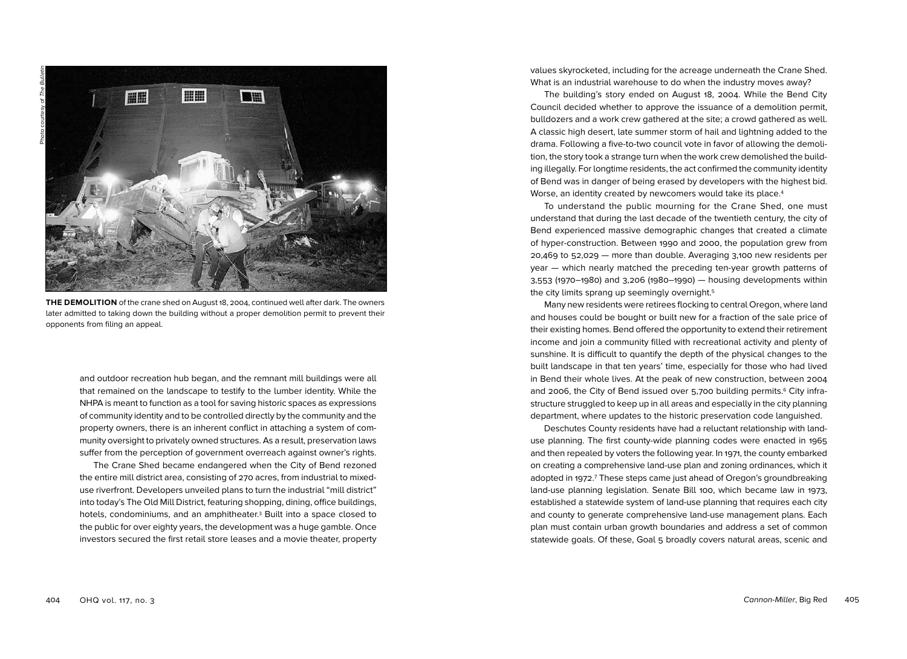Photo courtesy of *The Bulletin*

**THE DEMOLITION** of the crane shed on August 18, 2004, continued well after dark. The owners later admitted to taking down the building without a proper demolition permit to prevent their opponents from filing an appeal.

and outdoor recreation hub began, and the remnant mill buildings were all that remained on the landscape to testify to the lumber identity. While the NHPA is meant to function as a tool for saving historic spaces as expressions of community identity and to be controlled directly by the community and the property owners, there is an inherent conflict in attaching a system of community oversight to privately owned structures. As a result, preservation laws suffer from the perception of government overreach against owner's rights.

The Crane Shed became endangered when the City of Bend rezoned the entire mill district area, consisting of 270 acres, from industrial to mixed-use riverfront. Developers unveiled plans to turn the industrial "mill district" into today's The Old Mill District, featuring shopping, dining, office buildings, hotels, condominiums, and an amphitheater.[3] Built into a space closed to the public for over eighty years, the development was a huge gamble. Once investors secured the first retail store leases and a movie theater, property values skyrocketed, including for the acreage underneath the Crane Shed. What is an industrial warehouse to do when the industry moves away?

The building's story ended on August 18, 2004. While the Bend City Council decided whether to approve the issuance of a demolition permit, bulldozers and a work crew gathered at the site; a crowd gathered as well. A classic high desert, late summer storm of hail and lightning added to the drama. Following a five-to-two council vote in favor of allowing the demolition, the story took a strange turn when the work crew demolished the building illegally. For longtime residents, the act confirmed the community identity of Bend was in danger of being erased by developers with the highest bid. Worse, an identity created by newcomers would take its place.[4]

To understand the public mourning for the Crane Shed, one must understand that during the last decade of the twentieth century, the city of Bend experienced massive demographic changes that created a climate of hyper-construction. Between 1990 and 2000, the population grew from 20,469 to 52,029 — more than double. Averaging 3,100 new residents per year — which nearly matched the preceding ten-year growth patterns of 3,553 (1970–1980) and 3,206 (1980–1990) — housing developments within the city limits sprang up seemingly overnight.[5]

Many new residents were retirees flocking to central Oregon, where land and houses could be bought or built new for a fraction of the sale price of their existing homes. Bend offered the opportunity to extend their retirement income and join a community filled with recreational activity and plenty of sunshine. It is difficult to quantify the depth of the physical changes to the built landscape in that ten years' time, especially for those who had lived in Bend their whole lives. At the peak of new construction, between 2004 and 2006, the City of Bend issued over 5,700 building permits.[6] City infrastructure struggled to keep up in all areas and especially in the city planning department, where updates to the historic preservation code languished.

Deschutes County residents have had a reluctant relationship with land-use planning. The first county-wide planning codes were enacted in 1965 and then repealed by voters the following year. In 1971, the county embarked on creating a comprehensive land-use plan and zoning ordinances, which it adopted in 1972.[7] These steps came just ahead of Oregon's groundbreaking land-use planning legislation. Senate Bill 100, which became law in 1973, established a statewide system of land-use planning that requires each city and county to generate comprehensive land-use management plans. Each plan must contain urban growth boundaries and address a set of common statewide goals. Of these, Goal 5 broadly covers natural areas, scenic and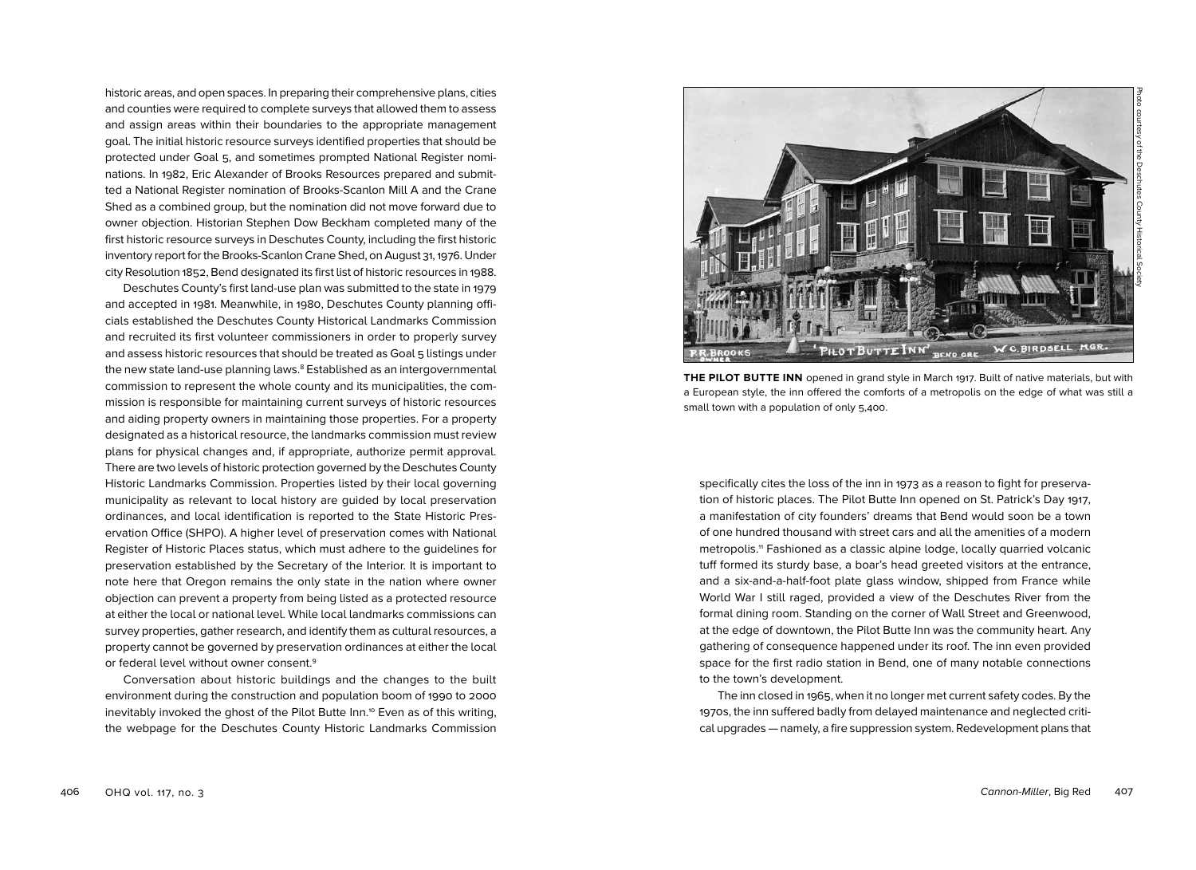historic areas, and open spaces. In preparing their comprehensive plans, cities and counties were required to complete surveys that allowed them to assess and assign areas within their boundaries to the appropriate management goal. The initial historic resource surveys identified properties that should be protected under Goal 5, and sometimes prompted National Register nominations. In 1982, Eric Alexander of Brooks Resources prepared and submitted a National Register nomination of Brooks-Scanlon Mill A and the Crane Shed as a combined group, but the nomination did not move forward due to owner objection. Historian Stephen Dow Beckham completed many of the first historic resource surveys in Deschutes County, including the first historic inventory report for the Brooks-Scanlon Crane Shed, on August 31, 1976. Under city Resolution 1852, Bend designated its first list of historic resources in 1988.

Deschutes County's first land-use plan was submitted to the state in 1979 and accepted in 1981. Meanwhile, in 1980, Deschutes County planning officials established the Deschutes County Historical Landmarks Commission and recruited its first volunteer commissioners in order to properly survey and assess historic resources that should be treated as Goal 5 listings under the new state land-use planning laws.[8] Established as an intergovernmental commission to represent the whole county and its municipalities, the commission is responsible for maintaining current surveys of historic resources and aiding property owners in maintaining those properties. For a property designated as a historical resource, the landmarks commission must review plans for physical changes and, if appropriate, authorize permit approval. There are two levels of historic protection governed by the Deschutes County Historic Landmarks Commission. Properties listed by their local governing municipality as relevant to local history are guided by local preservation ordinances, and local identification is reported to the State Historic Preservation Office (SHPO). A higher level of preservation comes with National Register of Historic Places status, which must adhere to the guidelines for preservation established by the Secretary of the Interior. It is important to note here that Oregon remains the only state in the nation where owner objection can prevent a property from being listed as a protected resource at either the local or national level. While local landmarks commissions can survey properties, gather research, and identify them as cultural resources, a property cannot be governed by preservation ordinances at either the local or federal level without owner consent.[9]

Conversation about historic buildings and the changes to the built environment during the construction and population boom of 1990 to 2000 inevitably invoked the ghost of the Pilot Butte Inn.[10] Even as of this writing, the webpage for the Deschutes County Historic Landmarks Commission specifically cites the loss of the inn in 1973 as a reason to fight for preservation of historic places. The Pilot Butte Inn opened on St. Patrick's Day 1917, a manifestation of city founders' dreams that Bend would soon be a town of one hundred thousand with street cars and all the amenities of a modern metropolis.[11] Fashioned as a classic alpine lodge, locally quarried volcanic tuff formed its sturdy base, a boar's head greeted visitors at the entrance, and a six-and-a-half-foot plate glass window, shipped from France while World War I still raged, provided a view of the Deschutes River from the formal dining room. Standing on the corner of Wall Street and Greenwood, at the edge of downtown, the Pilot Butte Inn was the community heart. Any gathering of consequence happened under its roof. The inn even provided space for the first radio station in Bend, one of many notable connections to the town's development.

The inn closed in 1965, when it no longer met current safety codes. By the 1970s, the inn suffered badly from delayed maintenance and neglected critical upgrades — namely, a fire suppression system. Redevelopment plans that

**THE PILOT BUTTE INN** opened in grand style in March 1917. Built of native materials, but with a European style, the inn offered the comforts of a metropolis on the edge of what was still a small town with a population of only 5,400.

Photo courtesy of the Deschutes County Historical Society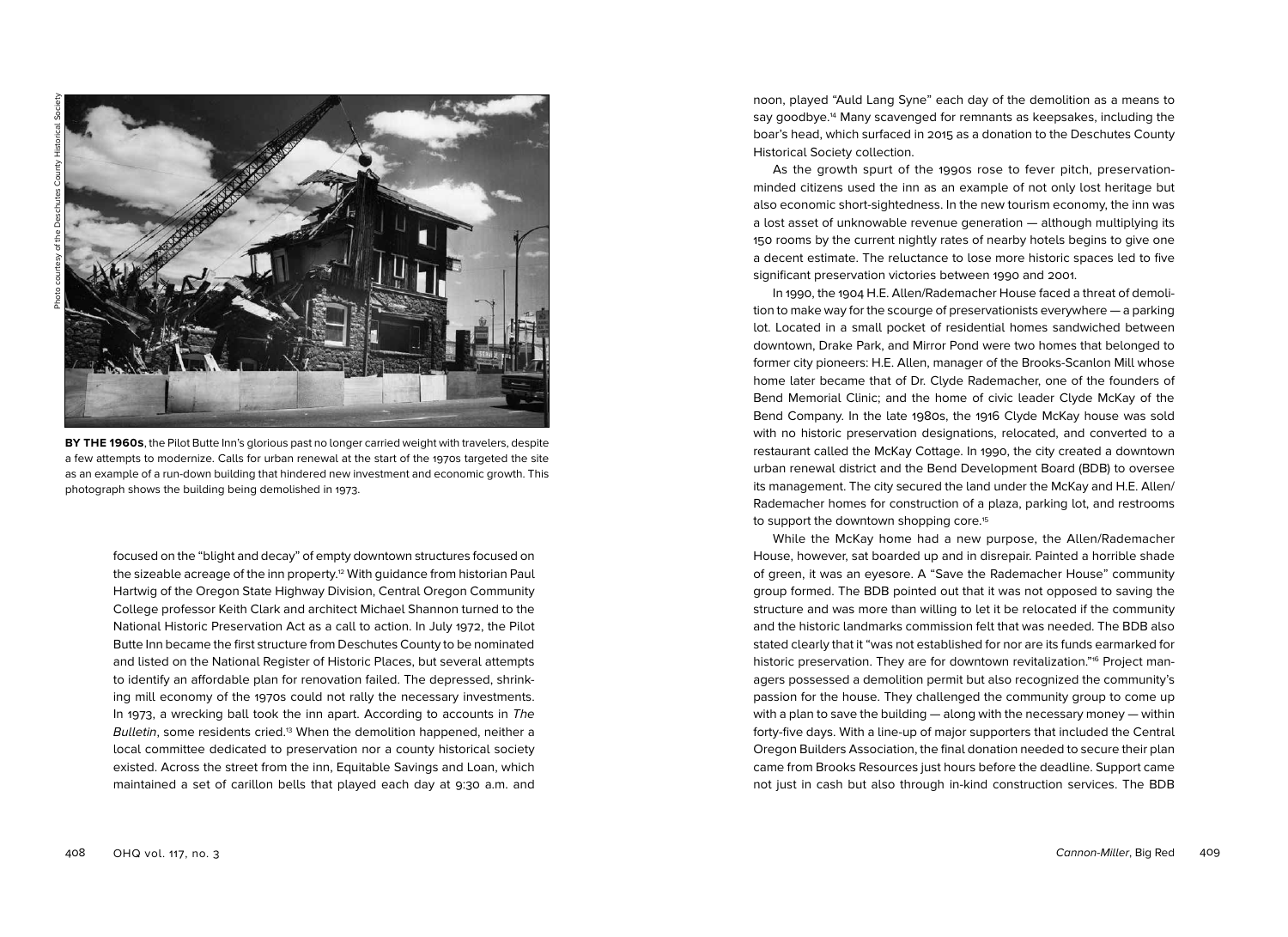Photo courtesy of the Deschutes County Historical Society

**BY THE 1960s**, the Pilot Butte Inn's glorious past no longer carried weight with travelers, despite a few attempts to modernize. Calls for urban renewal at the start of the 1970s targeted the site as an example of a run-down building that hindered new investment and economic growth. This photograph shows the building being demolished in 1973.

focused on the "blight and decay" of empty downtown structures focused on the sizeable acreage of the inn property.[12] With guidance from historian Paul Hartwig of the Oregon State Highway Division, Central Oregon Community College professor Keith Clark and architect Michael Shannon turned to the National Historic Preservation Act as a call to action. In July 1972, the Pilot Butte Inn became the first structure from Deschutes County to be nominated and listed on the National Register of Historic Places, but several attempts to identify an affordable plan for renovation failed. The depressed, shrinking mill economy of the 1970s could not rally the necessary investments. In 1973, a wrecking ball took the inn apart. According to accounts in *The Bulletin*, some residents cried.[13] When the demolition happened, neither a local committee dedicated to preservation nor a county historical society existed. Across the street from the inn, Equitable Savings and Loan, which maintained a set of carillon bells that played each day at 9:30 a.m. and noon, played "Auld Lang Syne" each day of the demolition as a means to say goodbye.[14] Many scavenged for remnants as keepsakes, including the boar's head, which surfaced in 2015 as a donation to the Deschutes County Historical Society collection.

As the growth spurt of the 1990s rose to fever pitch, preservation-minded citizens used the inn as an example of not only lost heritage but also economic short-sightedness. In the new tourism economy, the inn was a lost asset of unknowable revenue generation — although multiplying its 150 rooms by the current nightly rates of nearby hotels begins to give one a decent estimate. The reluctance to lose more historic spaces led to five significant preservation victories between 1990 and 2001.

In 1990, the 1904 H.E. Allen/Rademacher House faced a threat of demolition to make way for the scourge of preservationists everywhere — a parking lot. Located in a small pocket of residential homes sandwiched between downtown, Drake Park, and Mirror Pond were two homes that belonged to former city pioneers: H.E. Allen, manager of the Brooks-Scanlon Mill whose home later became that of Dr. Clyde Rademacher, one of the founders of Bend Memorial Clinic; and the home of civic leader Clyde McKay of the Bend Company. In the late 1980s, the 1916 Clyde McKay house was sold with no historic preservation designations, relocated, and converted to a restaurant called the McKay Cottage. In 1990, the city created a downtown urban renewal district and the Bend Development Board (BDB) to oversee its management. The city secured the land under the McKay and H.E. Allen/Rademacher homes for construction of a plaza, parking lot, and restrooms to support the downtown shopping core.[15]

While the McKay home had a new purpose, the Allen/Rademacher House, however, sat boarded up and in disrepair. Painted a horrible shade of green, it was an eyesore. A "Save the Rademacher House" community group formed. The BDB pointed out that it was not opposed to saving the structure and was more than willing to let it be relocated if the community and the historic landmarks commission felt that was needed. The BDB also stated clearly that it "was not established for nor are its funds earmarked for historic preservation. They are for downtown revitalization."[16] Project managers possessed a demolition permit but also recognized the community's passion for the house. They challenged the community group to come up with a plan to save the building — along with the necessary money — within forty-five days. With a line-up of major supporters that included the Central Oregon Builders Association, the final donation needed to secure their plan came from Brooks Resources just hours before the deadline. Support came not just in cash but also through in-kind construction services. The BDB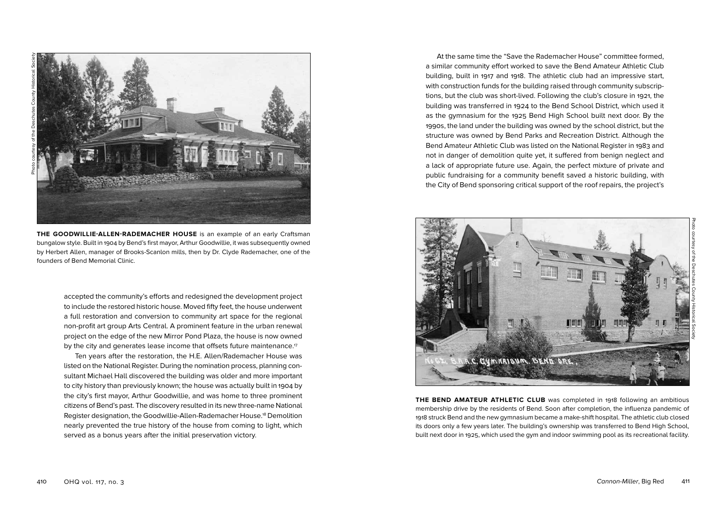THE GOODWILLIE-ALLEN-RADEMACHER HOUSE is an example of an early Craftsman bungalow style. Built in 1904 by Bend's first mayor, Arthur Goodwillie, it was subsequently owned by Herbert Allen, manager of Brooks-Scanlon mills, then by Dr. Clyde Rademacher, one of the founders of Bend Memorial Clinic.

accepted the community's efforts and redesigned the development project to include the restored historic house. Moved fifty feet, the house underwent a full restoration and conversion to community art space for the regional non-profit art group Arts Central. A prominent feature in the urban renewal project on the edge of the new Mirror Pond Plaza, the house is now owned by the city and generates lease income that offsets future maintenance.[17]

Ten years after the restoration, the H.E. Allen/Rademacher House was listed on the National Register. During the nomination process, planning consultant Michael Hall discovered the building was older and more important to city history than previously known; the house was actually built in 1904 by the city's first mayor, Arthur Goodwillie, and was home to three prominent citizens of Bend's past. The discovery resulted in its new three-name National Register designation, the Goodwillie-Allen-Rademacher House.[18] Demolition nearly prevented the true history of the house from coming to light, which served as a bonus years after the initial preservation victory.

At the same time the "Save the Rademacher House" committee formed, a similar community effort worked to save the Bend Amateur Athletic Club building, built in 1917 and 1918. The athletic club had an impressive start, with construction funds for the building raised through community subscriptions, but the club was short-lived. Following the club's closure in 1921, the building was transferred in 1924 to the Bend School District, which used it as the gymnasium for the 1925 Bend High School built next door. By the 1990s, the land under the building was owned by the school district, but the structure was owned by Bend Parks and Recreation District. Although the Bend Amateur Athletic Club was listed on the National Register in 1983 and not in danger of demolition quite yet, it suffered from benign neglect and a lack of appropriate future use. Again, the perfect mixture of private and public fundraising for a community benefit saved a historic building, with the City of Bend sponsoring critical support of the roof repairs, the project's

THE BEND AMATEUR ATHLETIC CLUB was completed in 1918 following an ambitious membership drive by the residents of Bend. Soon after completion, the influenza pandemic of 1918 struck Bend and the new gymnasium became a make-shift hospital. The athletic club closed its doors only a few years later. The building's ownership was transferred to Bend High School, built next door in 1925, which used the gym and indoor swimming pool as its recreational facility.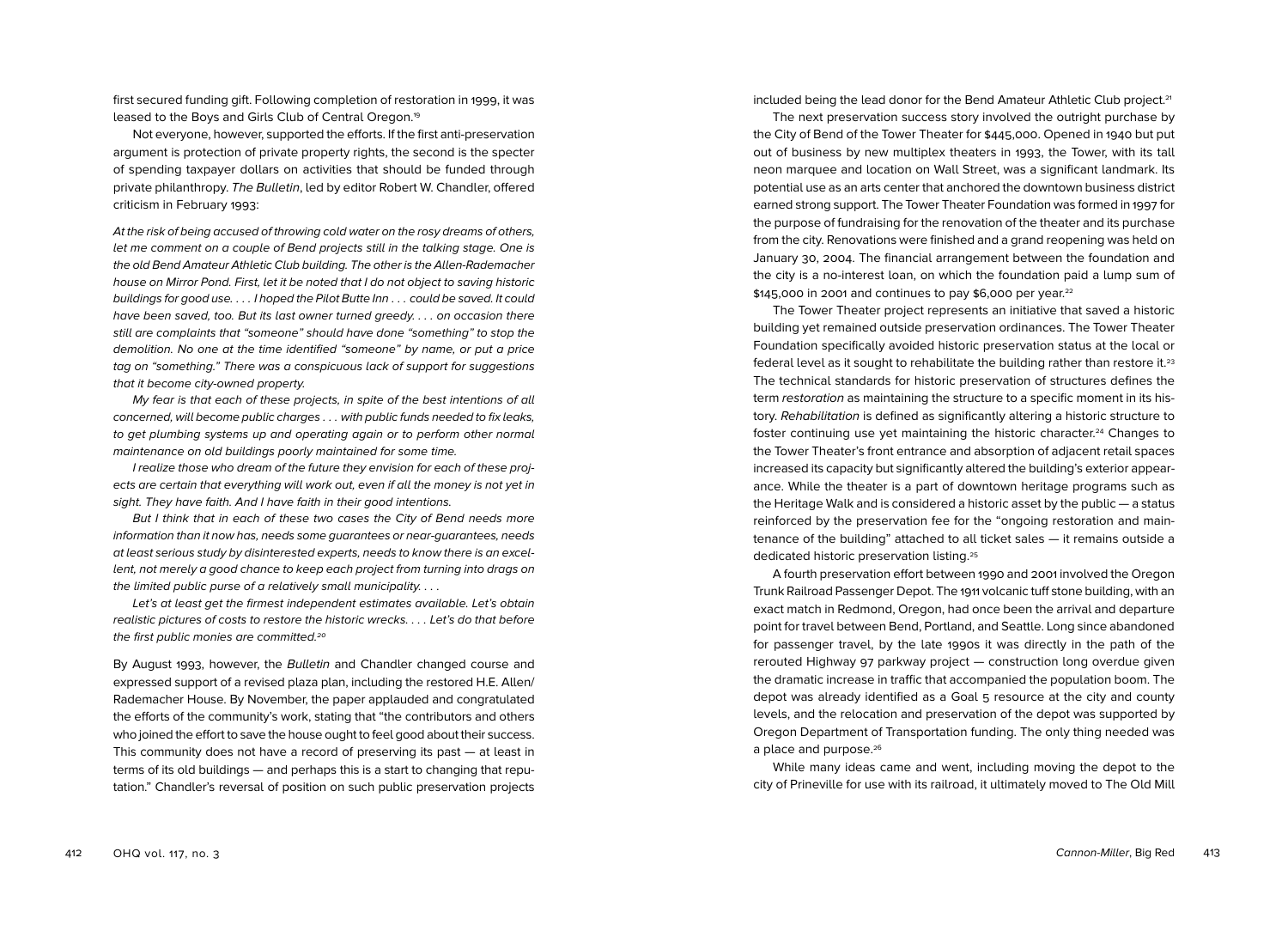first secured funding gift. Following completion of restoration in 1999, it was leased to the Boys and Girls Club of Central Oregon.[19]

Not everyone, however, supported the efforts. If the first anti-preservation argument is protection of private property rights, the second is the specter of spending taxpayer dollars on activities that should be funded through private philanthropy. *The Bulletin*, led by editor Robert W. Chandler, offered criticism in February 1993:

*At the risk of being accused of throwing cold water on the rosy dreams of others, let me comment on a couple of Bend projects still in the talking stage. One is the old Bend Amateur Athletic Club building. The other is the Allen-Rademacher house on Mirror Pond. First, let it be noted that I do not object to saving historic buildings for good use. . . . I hoped the Pilot Butte Inn . . . could be saved. It could have been saved, too. But its last owner turned greedy. . . . on occasion there still are complaints that "someone" should have done "something" to stop the demolition. No one at the time identified "someone" by name, or put a price tag on "something." There was a conspicuous lack of support for suggestions that it become city-owned property.*

*My fear is that each of these projects, in spite of the best intentions of all concerned, will become public charges . . . with public funds needed to fix leaks, to get plumbing systems up and operating again or to perform other normal maintenance on old buildings poorly maintained for some time.*

*I realize those who dream of the future they envision for each of these projects are certain that everything will work out, even if all the money is not yet in sight. They have faith. And I have faith in their good intentions.*

*But I think that in each of these two cases the City of Bend needs more information than it now has, needs some guarantees or near-guarantees, needs at least serious study by disinterested experts, needs to know there is an excellent, not merely a good chance to keep each project from turning into drags on the limited public purse of a relatively small municipality. . . .*

*Let's at least get the firmest independent estimates available. Let's obtain realistic pictures of costs to restore the historic wrecks. . . . Let's do that before the first public monies are committed.*[20]

By August 1993, however, the *Bulletin* and Chandler changed course and expressed support of a revised plaza plan, including the restored H.E. Allen/Rademacher House. By November, the paper applauded and congratulated the efforts of the community's work, stating that "the contributors and others who joined the effort to save the house ought to feel good about their success. This community does not have a record of preserving its past — at least in terms of its old buildings — and perhaps this is a start to changing that reputation." Chandler's reversal of position on such public preservation projects included being the lead donor for the Bend Amateur Athletic Club project.[21]

The next preservation success story involved the outright purchase by the City of Bend of the Tower Theater for $445,000. Opened in 1940 but put out of business by new multiplex theaters in 1993, the Tower, with its tall neon marquee and location on Wall Street, was a significant landmark. Its potential use as an arts center that anchored the downtown business district earned strong support. The Tower Theater Foundation was formed in 1997 for the purpose of fundraising for the renovation of the theater and its purchase from the city. Renovations were finished and a grand reopening was held on January 30, 2004. The financial arrangement between the foundation and the city is a no-interest loan, on which the foundation paid a lump sum of $145,000 in 2001 and continues to pay $6,000 per year.[22]

The Tower Theater project represents an initiative that saved a historic building yet remained outside preservation ordinances. The Tower Theater Foundation specifically avoided historic preservation status at the local or federal level as it sought to rehabilitate the building rather than restore it.[23] The technical standards for historic preservation of structures defines the term *restoration* as maintaining the structure to a specific moment in its history. *Rehabilitation* is defined as significantly altering a historic structure to foster continuing use yet maintaining the historic character.[24] Changes to the Tower Theater's front entrance and absorption of adjacent retail spaces increased its capacity but significantly altered the building's exterior appearance. While the theater is a part of downtown heritage programs such as the Heritage Walk and is considered a historic asset by the public — a status reinforced by the preservation fee for the "ongoing restoration and maintenance of the building" attached to all ticket sales — it remains outside a dedicated historic preservation listing.[25]

A fourth preservation effort between 1990 and 2001 involved the Oregon Trunk Railroad Passenger Depot. The 1911 volcanic tuff stone building, with an exact match in Redmond, Oregon, had once been the arrival and departure point for travel between Bend, Portland, and Seattle. Long since abandoned for passenger travel, by the late 1990s it was directly in the path of the rerouted Highway 97 parkway project — construction long overdue given the dramatic increase in traffic that accompanied the population boom. The depot was already identified as a Goal 5 resource at the city and county levels, and the relocation and preservation of the depot was supported by Oregon Department of Transportation funding. The only thing needed was a place and purpose.[26]

While many ideas came and went, including moving the depot to the city of Prineville for use with its railroad, it ultimately moved to The Old Mill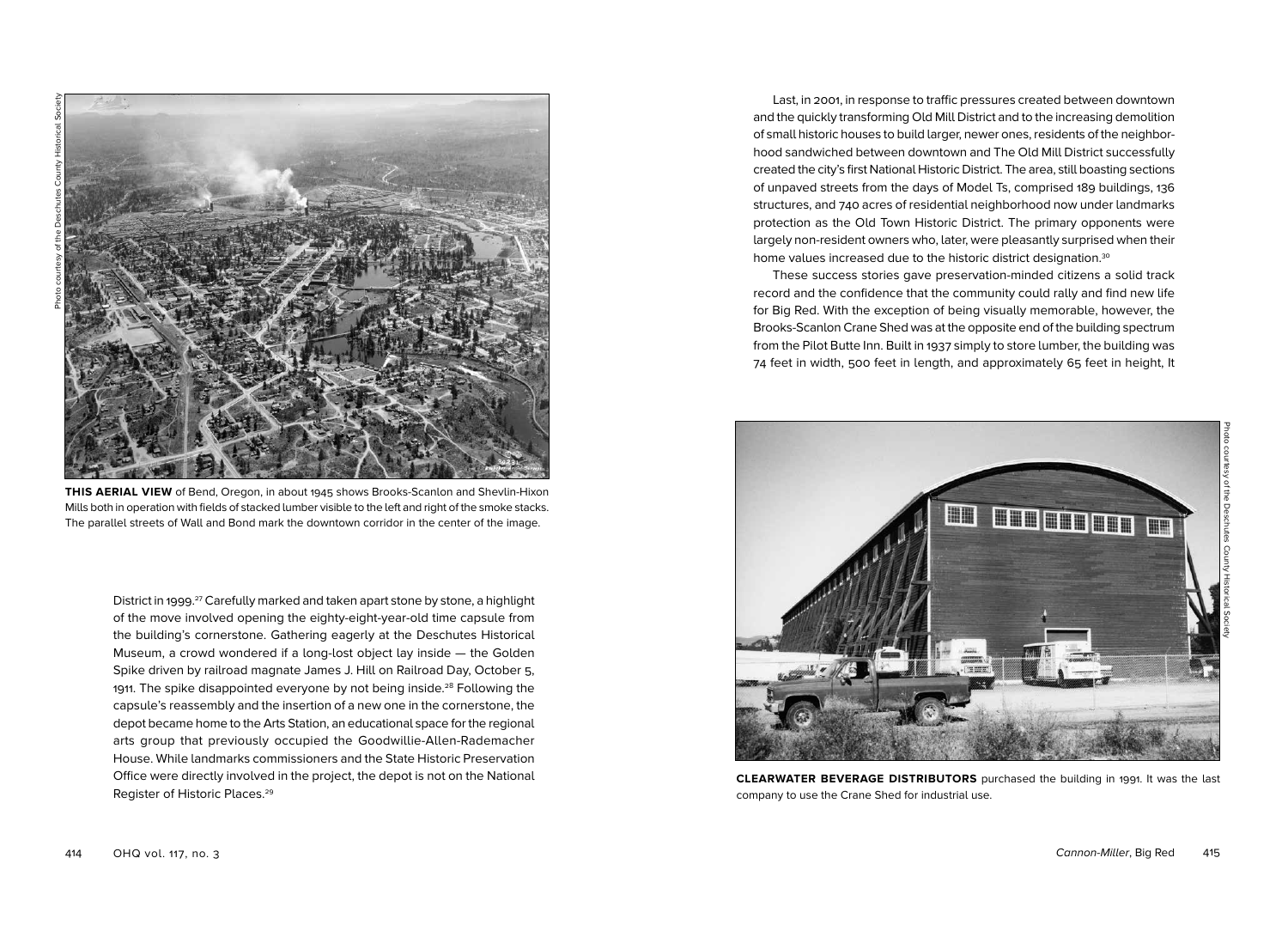**THIS AERIAL VIEW** of Bend, Oregon, in about 1945 shows Brooks-Scanlon and Shevlin-Hixon Mills both in operation with fields of stacked lumber visible to the left and right of the smoke stacks. The parallel streets of Wall and Bond mark the downtown corridor in the center of the image.

Photo courtesy of the Deschutes County Historical Society

District in 1999.[27] Carefully marked and taken apart stone by stone, a highlight of the move involved opening the eighty-eight-year-old time capsule from the building's cornerstone. Gathering eagerly at the Deschutes Historical Museum, a crowd wondered if a long-lost object lay inside — the Golden Spike driven by railroad magnate James J. Hill on Railroad Day, October 5, 1911. The spike disappointed everyone by not being inside.[28] Following the capsule's reassembly and the insertion of a new one in the cornerstone, the depot became home to the Arts Station, an educational space for the regional arts group that previously occupied the Goodwillie-Allen-Rademacher House. While landmarks commissioners and the State Historic Preservation Office were directly involved in the project, the depot is not on the National Register of Historic Places.[29]

Last, in 2001, in response to traffic pressures created between downtown and the quickly transforming Old Mill District and to the increasing demolition of small historic houses to build larger, newer ones, residents of the neighborhood sandwiched between downtown and The Old Mill District successfully created the city's first National Historic District. The area, still boasting sections of unpaved streets from the days of Model Ts, comprised 189 buildings, 136 structures, and 740 acres of residential neighborhood now under landmarks protection as the Old Town Historic District. The primary opponents were largely non-resident owners who, later, were pleasantly surprised when their home values increased due to the historic district designation.[30]

These success stories gave preservation-minded citizens a solid track record and the confidence that the community could rally and find new life for Big Red. With the exception of being visually memorable, however, the Brooks-Scanlon Crane Shed was at the opposite end of the building spectrum from the Pilot Butte Inn. Built in 1937 simply to store lumber, the building was 74 feet in width, 500 feet in length, and approximately 65 feet in height, It

**CLEARWATER BEVERAGE DISTRIBUTORS** purchased the building in 1991. It was the last company to use the Crane Shed for industrial use.

Photo courtesy of the Deschutes County Historical Society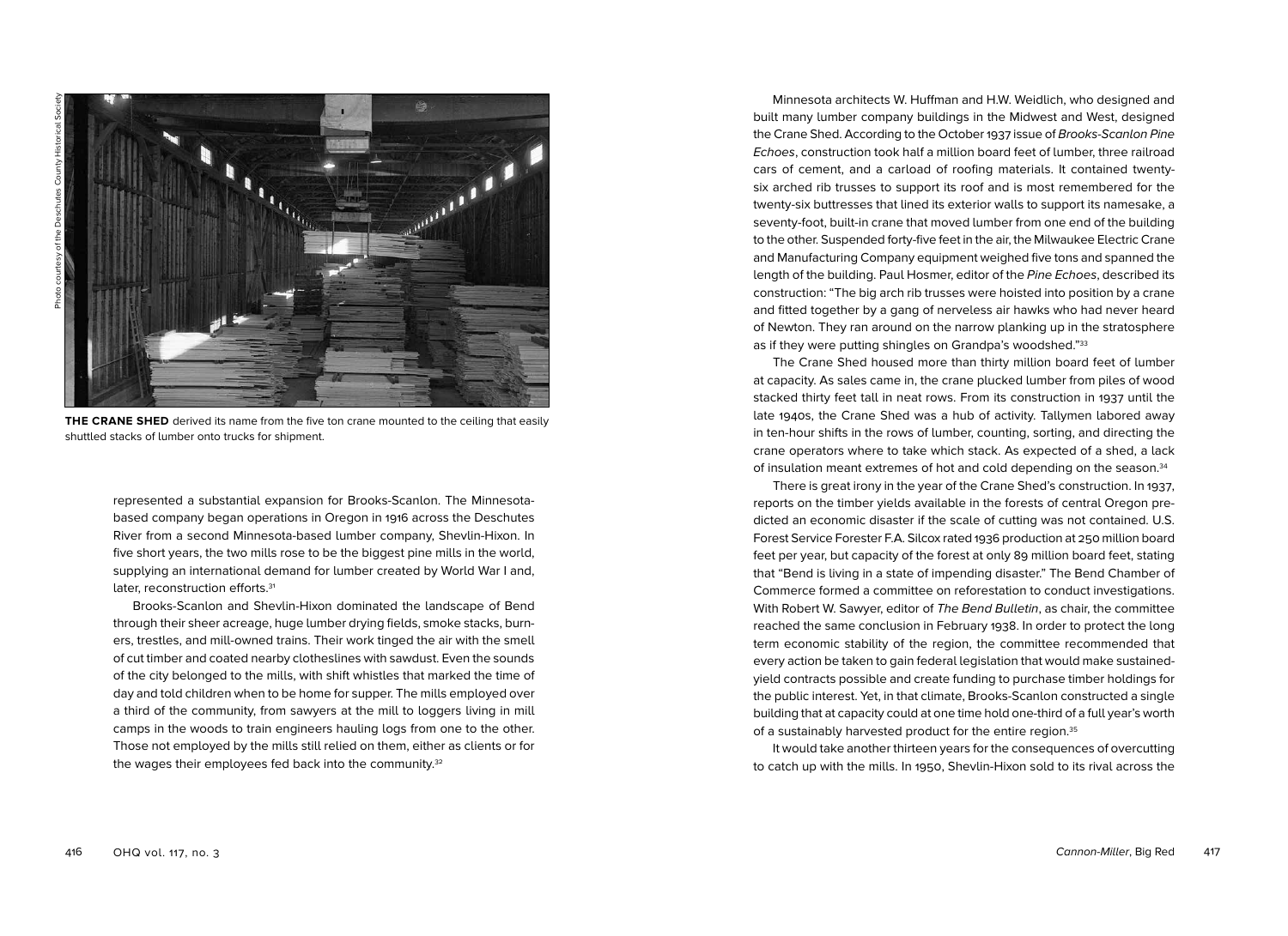Photo courtesy of the Deschutes County Historical Society

**THE CRANE SHED** derived its name from the five ton crane mounted to the ceiling that easily shuttled stacks of lumber onto trucks for shipment.

represented a substantial expansion for Brooks-Scanlon. The Minnesota-based company began operations in Oregon in 1916 across the Deschutes River from a second Minnesota-based lumber company, Shevlin-Hixon. In five short years, the two mills rose to be the biggest pine mills in the world, supplying an international demand for lumber created by World War I and, later, reconstruction efforts.[31]

Brooks-Scanlon and Shevlin-Hixon dominated the landscape of Bend through their sheer acreage, huge lumber drying fields, smoke stacks, burners, trestles, and mill-owned trains. Their work tinged the air with the smell of cut timber and coated nearby clotheslines with sawdust. Even the sounds of the city belonged to the mills, with shift whistles that marked the time of day and told children when to be home for supper. The mills employed over a third of the community, from sawyers at the mill to loggers living in mill camps in the woods to train engineers hauling logs from one to the other. Those not employed by the mills still relied on them, either as clients or for the wages their employees fed back into the community.[32]

Minnesota architects W. Huffman and H.W. Weidlich, who designed and built many lumber company buildings in the Midwest and West, designed the Crane Shed. According to the October 1937 issue of *Brooks-Scanlon Pine Echoes*, construction took half a million board feet of lumber, three railroad cars of cement, and a carload of roofing materials. It contained twenty-six arched rib trusses to support its roof and is most remembered for the twenty-six buttresses that lined its exterior walls to support its namesake, a seventy-foot, built-in crane that moved lumber from one end of the building to the other. Suspended forty-five feet in the air, the Milwaukee Electric Crane and Manufacturing Company equipment weighed five tons and spanned the length of the building. Paul Hosmer, editor of the *Pine Echoes*, described its construction: "The big arch rib trusses were hoisted into position by a crane and fitted together by a gang of nerveless air hawks who had never heard of Newton. They ran around on the narrow planking up in the stratosphere as if they were putting shingles on Grandpa's woodshed."[33]

The Crane Shed housed more than thirty million board feet of lumber at capacity. As sales came in, the crane plucked lumber from piles of wood stacked thirty feet tall in neat rows. From its construction in 1937 until the late 1940s, the Crane Shed was a hub of activity. Tallymen labored away in ten-hour shifts in the rows of lumber, counting, sorting, and directing the crane operators where to take which stack. As expected of a shed, a lack of insulation meant extremes of hot and cold depending on the season.[34]

There is great irony in the year of the Crane Shed's construction. In 1937, reports on the timber yields available in the forests of central Oregon predicted an economic disaster if the scale of cutting was not contained. U.S. Forest Service Forester F.A. Silcox rated 1936 production at 250 million board feet per year, but capacity of the forest at only 89 million board feet, stating that "Bend is living in a state of impending disaster." The Bend Chamber of Commerce formed a committee on reforestation to conduct investigations. With Robert W. Sawyer, editor of *The Bend Bulletin*, as chair, the committee reached the same conclusion in February 1938. In order to protect the long term economic stability of the region, the committee recommended that every action be taken to gain federal legislation that would make sustained-yield contracts possible and create funding to purchase timber holdings for the public interest. Yet, in that climate, Brooks-Scanlon constructed a single building that at capacity could at one time hold one-third of a full year's worth of a sustainably harvested product for the entire region.[35]

It would take another thirteen years for the consequences of overcutting to catch up with the mills. In 1950, Shevlin-Hixon sold to its rival across the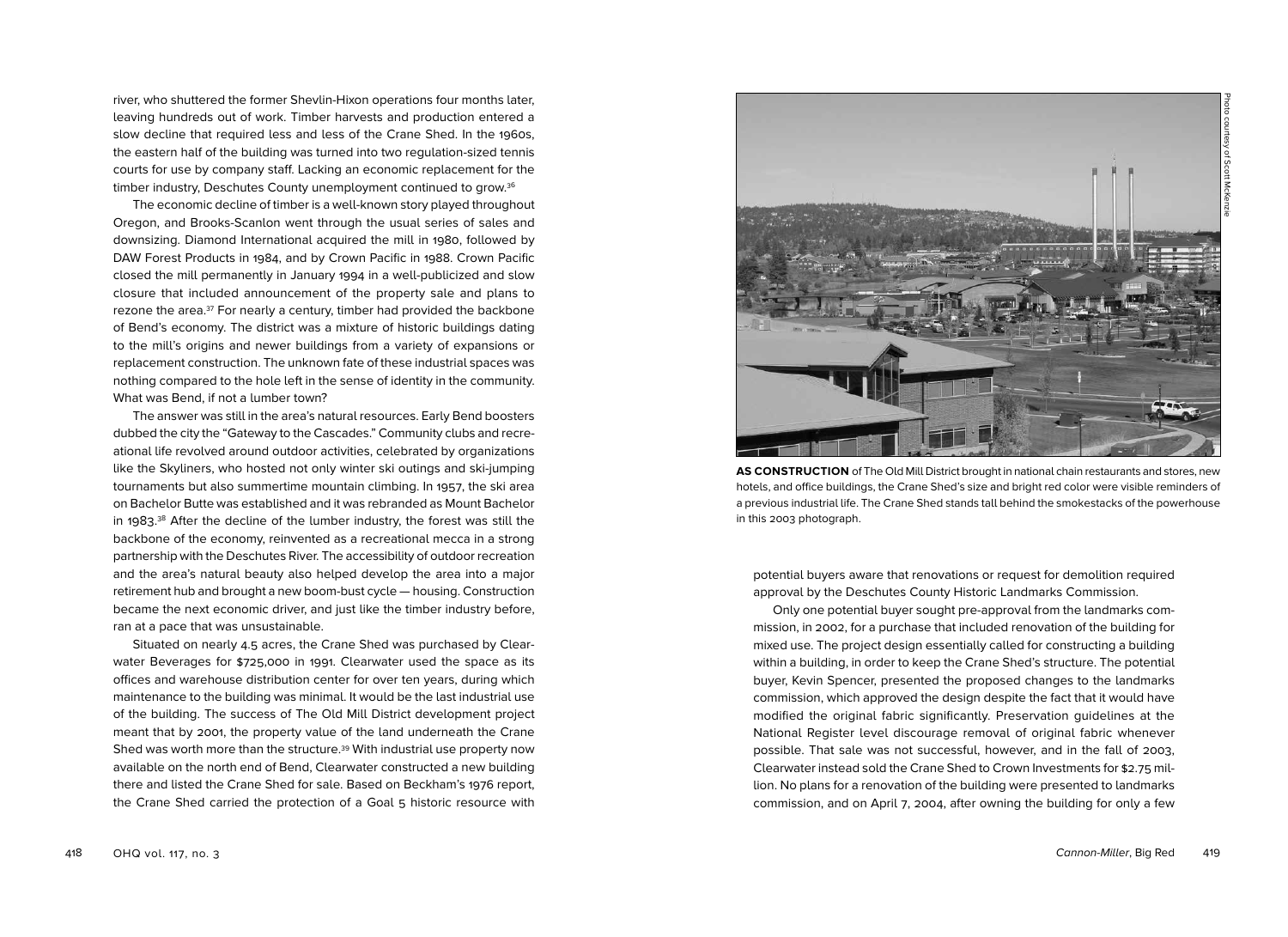river, who shuttered the former Shevlin-Hixon operations four months later, leaving hundreds out of work. Timber harvests and production entered a slow decline that required less and less of the Crane Shed. In the 1960s, the eastern half of the building was turned into two regulation-sized tennis courts for use by company staff. Lacking an economic replacement for the timber industry, Deschutes County unemployment continued to grow.[36]

The economic decline of timber is a well-known story played throughout Oregon, and Brooks-Scanlon went through the usual series of sales and downsizing. Diamond International acquired the mill in 1980, followed by DAW Forest Products in 1984, and by Crown Pacific in 1988. Crown Pacific closed the mill permanently in January 1994 in a well-publicized and slow closure that included announcement of the property sale and plans to rezone the area.[37] For nearly a century, timber had provided the backbone of Bend's economy. The district was a mixture of historic buildings dating to the mill's origins and newer buildings from a variety of expansions or replacement construction. The unknown fate of these industrial spaces was nothing compared to the hole left in the sense of identity in the community. What was Bend, if not a lumber town?

The answer was still in the area's natural resources. Early Bend boosters dubbed the city the "Gateway to the Cascades." Community clubs and recreational life revolved around outdoor activities, celebrated by organizations like the Skyliners, who hosted not only winter ski outings and ski-jumping tournaments but also summertime mountain climbing. In 1957, the ski area on Bachelor Butte was established and it was rebranded as Mount Bachelor in 1983.[38] After the decline of the lumber industry, the forest was still the backbone of the economy, reinvented as a recreational mecca in a strong partnership with the Deschutes River. The accessibility of outdoor recreation and the area's natural beauty also helped develop the area into a major retirement hub and brought a new boom-bust cycle — housing. Construction became the next economic driver, and just like the timber industry before, ran at a pace that was unsustainable.

Situated on nearly 4.5 acres, the Crane Shed was purchased by Clearwater Beverages for $725,000 in 1991. Clearwater used the space as its offices and warehouse distribution center for over ten years, during which maintenance to the building was minimal. It would be the last industrial use of the building. The success of The Old Mill District development project meant that by 2001, the property value of the land underneath the Crane Shed was worth more than the structure.[39] With industrial use property now available on the north end of Bend, Clearwater constructed a new building there and listed the Crane Shed for sale. Based on Beckham's 1976 report, the Crane Shed carried the protection of a Goal 5 historic resource with potential buyers aware that renovations or request for demolition required approval by the Deschutes County Historic Landmarks Commission.

Photo courtesy of Scott McKenzie

**AS CONSTRUCTION** of The Old Mill District brought in national chain restaurants and stores, new hotels, and office buildings, the Crane Shed's size and bright red color were visible reminders of a previous industrial life. The Crane Shed stands tall behind the smokestacks of the powerhouse in this 2003 photograph.

Only one potential buyer sought pre-approval from the landmarks commission, in 2002, for a purchase that included renovation of the building for mixed use. The project design essentially called for constructing a building within a building, in order to keep the Crane Shed's structure. The potential buyer, Kevin Spencer, presented the proposed changes to the landmarks commission, which approved the design despite the fact that it would have modified the original fabric significantly. Preservation guidelines at the National Register level discourage removal of original fabric whenever possible. That sale was not successful, however, and in the fall of 2003, Clearwater instead sold the Crane Shed to Crown Investments for $2.75 million. No plans for a renovation of the building were presented to landmarks commission, and on April 7, 2004, after owning the building for only a few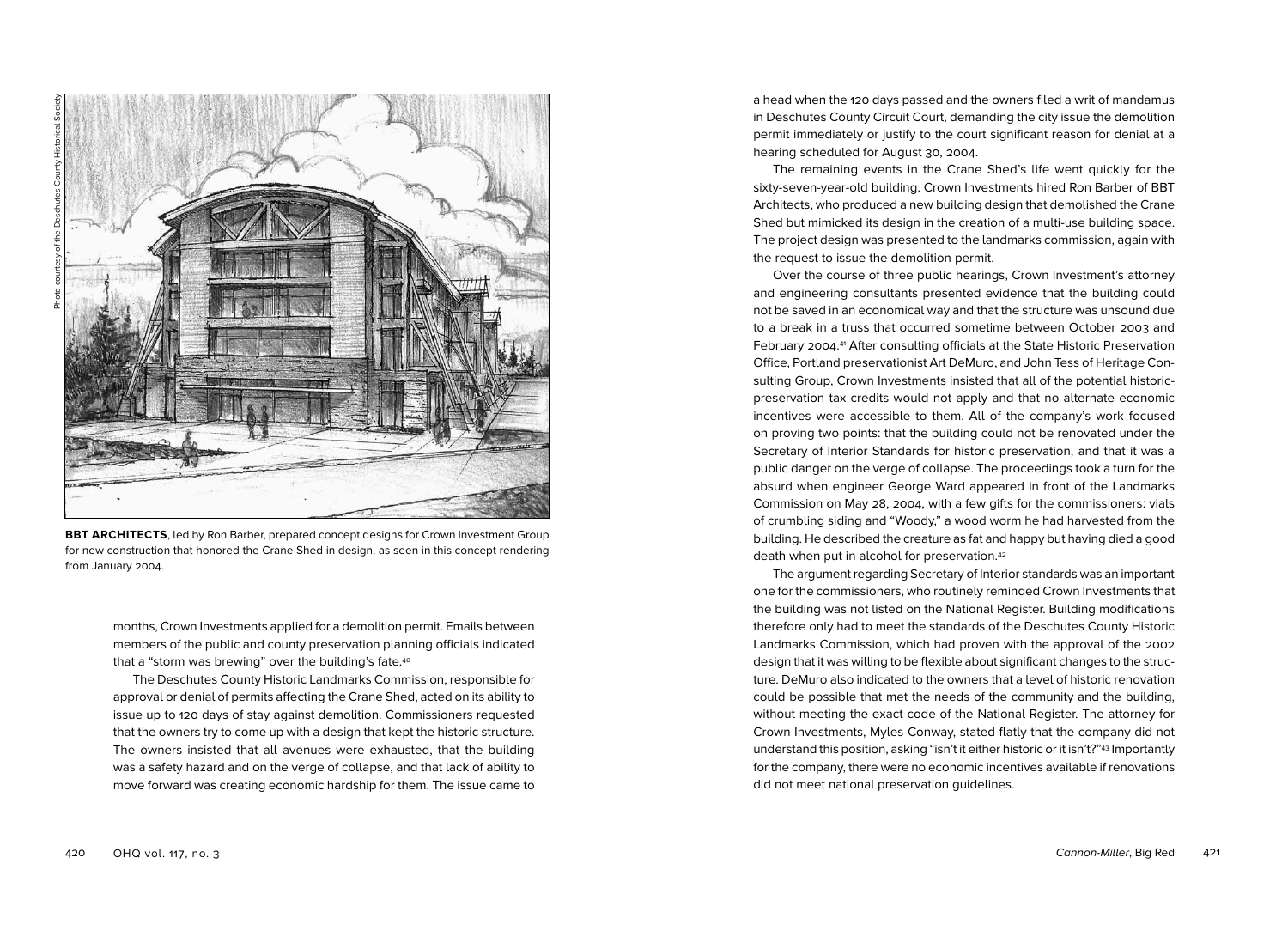Photo courtesy of the Deschutes County Historical Society

**BBT ARCHITECTS**, led by Ron Barber, prepared concept designs for Crown Investment Group for new construction that honored the Crane Shed in design, as seen in this concept rendering from January 2004.

months, Crown Investments applied for a demolition permit. Emails between members of the public and county preservation planning officials indicated that a "storm was brewing" over the building's fate.[40]

The Deschutes County Historic Landmarks Commission, responsible for approval or denial of permits affecting the Crane Shed, acted on its ability to issue up to 120 days of stay against demolition. Commissioners requested that the owners try to come up with a design that kept the historic structure. The owners insisted that all avenues were exhausted, that the building was a safety hazard and on the verge of collapse, and that lack of ability to move forward was creating economic hardship for them. The issue came to a head when the 120 days passed and the owners filed a writ of mandamus in Deschutes County Circuit Court, demanding the city issue the demolition permit immediately or justify to the court significant reason for denial at a hearing scheduled for August 30, 2004.

The remaining events in the Crane Shed's life went quickly for the sixty-seven-year-old building. Crown Investments hired Ron Barber of BBT Architects, who produced a new building design that demolished the Crane Shed but mimicked its design in the creation of a multi-use building space. The project design was presented to the landmarks commission, again with the request to issue the demolition permit.

Over the course of three public hearings, Crown Investment's attorney and engineering consultants presented evidence that the building could not be saved in an economical way and that the structure was unsound due to a break in a truss that occurred sometime between October 2003 and February 2004.[41] After consulting officials at the State Historic Preservation Office, Portland preservationist Art DeMuro, and John Tess of Heritage Consulting Group, Crown Investments insisted that all of the potential historic-preservation tax credits would not apply and that no alternate economic incentives were accessible to them. All of the company's work focused on proving two points: that the building could not be renovated under the Secretary of Interior Standards for historic preservation, and that it was a public danger on the verge of collapse. The proceedings took a turn for the absurd when engineer George Ward appeared in front of the Landmarks Commission on May 28, 2004, with a few gifts for the commissioners: vials of crumbling siding and "Woody," a wood worm he had harvested from the building. He described the creature as fat and happy but having died a good death when put in alcohol for preservation.[42]

The argument regarding Secretary of Interior standards was an important one for the commissioners, who routinely reminded Crown Investments that the building was not listed on the National Register. Building modifications therefore only had to meet the standards of the Deschutes County Historic Landmarks Commission, which had proven with the approval of the 2002 design that it was willing to be flexible about significant changes to the structure. DeMuro also indicated to the owners that a level of historic renovation could be possible that met the needs of the community and the building, without meeting the exact code of the National Register. The attorney for Crown Investments, Myles Conway, stated flatly that the company did not understand this position, asking "isn't it either historic or it isn't?"[43] Importantly for the company, there were no economic incentives available if renovations did not meet national preservation guidelines.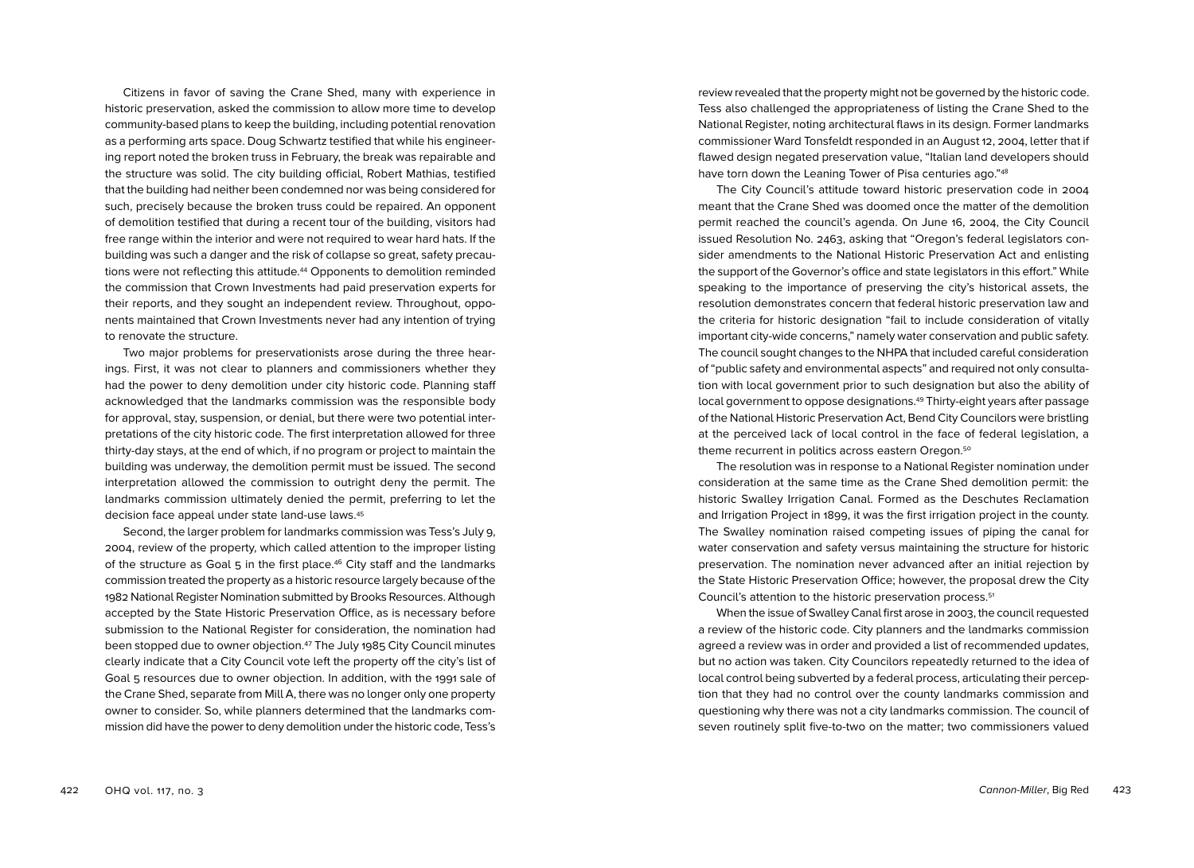Citizens in favor of saving the Crane Shed, many with experience in historic preservation, asked the commission to allow more time to develop community-based plans to keep the building, including potential renovation as a performing arts space. Doug Schwartz testified that while his engineering report noted the broken truss in February, the break was repairable and the structure was solid. The city building official, Robert Mathias, testified that the building had neither been condemned nor was being considered for such, precisely because the broken truss could be repaired. An opponent of demolition testified that during a recent tour of the building, visitors had free range within the interior and were not required to wear hard hats. If the building was such a danger and the risk of collapse so great, safety precautions were not reflecting this attitude.[44] Opponents to demolition reminded the commission that Crown Investments had paid preservation experts for their reports, and they sought an independent review. Throughout, opponents maintained that Crown Investments never had any intention of trying to renovate the structure.

Two major problems for preservationists arose during the three hearings. First, it was not clear to planners and commissioners whether they had the power to deny demolition under city historic code. Planning staff acknowledged that the landmarks commission was the responsible body for approval, stay, suspension, or denial, but there were two potential interpretations of the city historic code. The first interpretation allowed for three thirty-day stays, at the end of which, if no program or project to maintain the building was underway, the demolition permit must be issued. The second interpretation allowed the commission to outright deny the permit. The landmarks commission ultimately denied the permit, preferring to let the decision face appeal under state land-use laws.[45]

Second, the larger problem for landmarks commission was Tess's July 9, 2004, review of the property, which called attention to the improper listing of the structure as Goal 5 in the first place.[46] City staff and the landmarks commission treated the property as a historic resource largely because of the 1982 National Register Nomination submitted by Brooks Resources. Although accepted by the State Historic Preservation Office, as is necessary before submission to the National Register for consideration, the nomination had been stopped due to owner objection.[47] The July 1985 City Council minutes clearly indicate that a City Council vote left the property off the city's list of Goal 5 resources due to owner objection. In addition, with the 1991 sale of the Crane Shed, separate from Mill A, there was no longer only one property owner to consider. So, while planners determined that the landmarks commission did have the power to deny demolition under the historic code, Tess's review revealed that the property might not be governed by the historic code. Tess also challenged the appropriateness of listing the Crane Shed to the National Register, noting architectural flaws in its design. Former landmarks commissioner Ward Tonsfeldt responded in an August 12, 2004, letter that if flawed design negated preservation value, "Italian land developers should have torn down the Leaning Tower of Pisa centuries ago."[48]

The City Council's attitude toward historic preservation code in 2004 meant that the Crane Shed was doomed once the matter of the demolition permit reached the council's agenda. On June 16, 2004, the City Council issued Resolution No. 2463, asking that "Oregon's federal legislators consider amendments to the National Historic Preservation Act and enlisting the support of the Governor's office and state legislators in this effort." While speaking to the importance of preserving the city's historical assets, the resolution demonstrates concern that federal historic preservation law and the criteria for historic designation "fail to include consideration of vitally important city-wide concerns," namely water conservation and public safety. The council sought changes to the NHPA that included careful consideration of "public safety and environmental aspects" and required not only consultation with local government prior to such designation but also the ability of local government to oppose designations.[49] Thirty-eight years after passage of the National Historic Preservation Act, Bend City Councilors were bristling at the perceived lack of local control in the face of federal legislation, a theme recurrent in politics across eastern Oregon.[50]

The resolution was in response to a National Register nomination under consideration at the same time as the Crane Shed demolition permit: the historic Swalley Irrigation Canal. Formed as the Deschutes Reclamation and Irrigation Project in 1899, it was the first irrigation project in the county. The Swalley nomination raised competing issues of piping the canal for water conservation and safety versus maintaining the structure for historic preservation. The nomination never advanced after an initial rejection by the State Historic Preservation Office; however, the proposal drew the City Council's attention to the historic preservation process.[51]

When the issue of Swalley Canal first arose in 2003, the council requested a review of the historic code. City planners and the landmarks commission agreed a review was in order and provided a list of recommended updates, but no action was taken. City Councilors repeatedly returned to the idea of local control being subverted by a federal process, articulating their perception that they had no control over the county landmarks commission and questioning why there was not a city landmarks commission. The council of seven routinely split five-to-two on the matter; two commissioners valued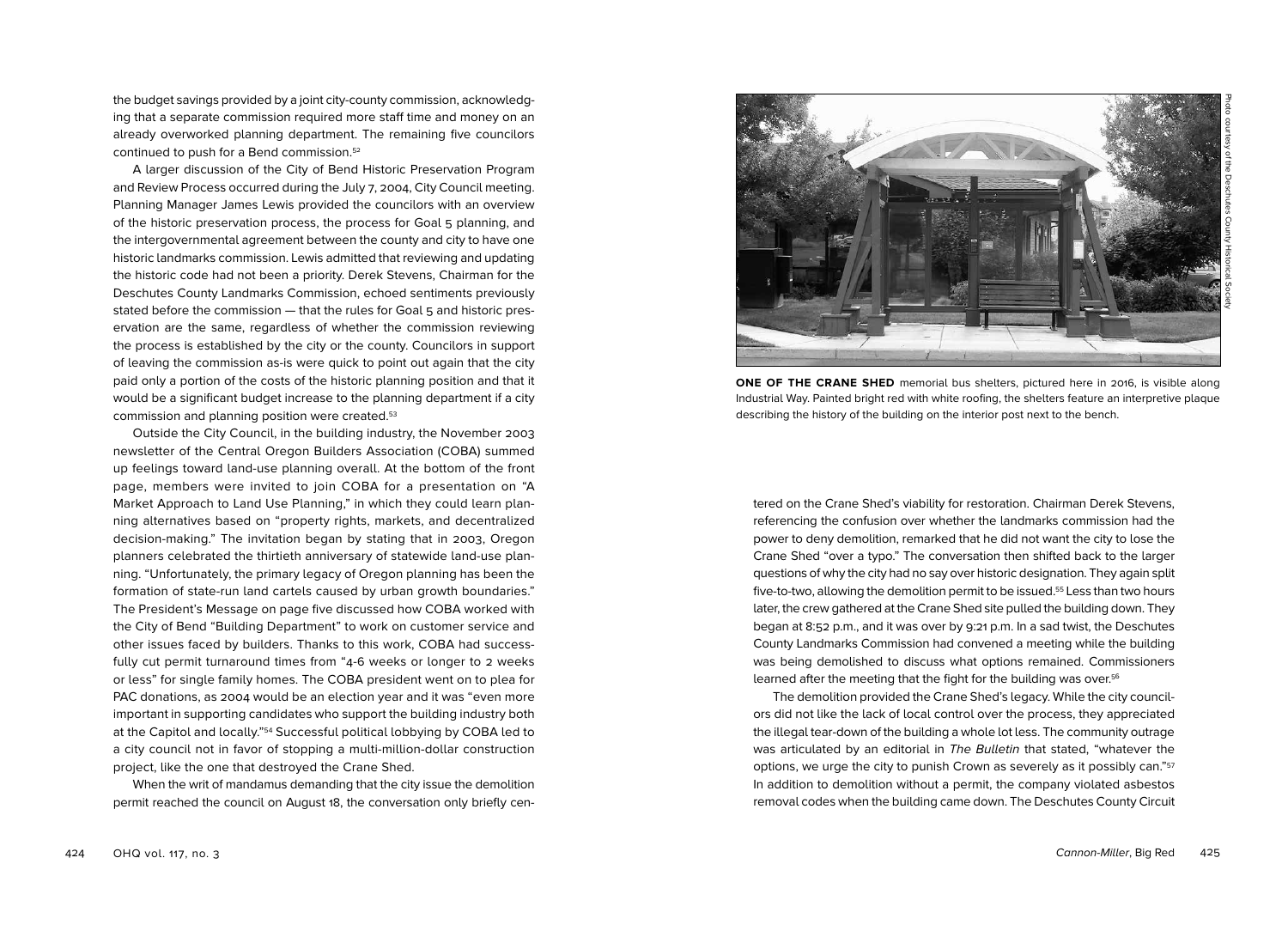the budget savings provided by a joint city-county commission, acknowledging that a separate commission required more staff time and money on an already overworked planning department. The remaining five councilors continued to push for a Bend commission.[52]

A larger discussion of the City of Bend Historic Preservation Program and Review Process occurred during the July 7, 2004, City Council meeting. Planning Manager James Lewis provided the councilors with an overview of the historic preservation process, the process for Goal 5 planning, and the intergovernmental agreement between the county and city to have one historic landmarks commission. Lewis admitted that reviewing and updating the historic code had not been a priority. Derek Stevens, Chairman for the Deschutes County Landmarks Commission, echoed sentiments previously stated before the commission — that the rules for Goal 5 and historic preservation are the same, regardless of whether the commission reviewing the process is established by the city or the county. Councilors in support of leaving the commission as-is were quick to point out again that the city paid only a portion of the costs of the historic planning position and that it would be a significant budget increase to the planning department if a city commission and planning position were created.[53]

Outside the City Council, in the building industry, the November 2003 newsletter of the Central Oregon Builders Association (COBA) summed up feelings toward land-use planning overall. At the bottom of the front page, members were invited to join COBA for a presentation on "A Market Approach to Land Use Planning," in which they could learn planning alternatives based on "property rights, markets, and decentralized decision-making." The invitation began by stating that in 2003, Oregon planners celebrated the thirtieth anniversary of statewide land-use planning. "Unfortunately, the primary legacy of Oregon planning has been the formation of state-run land cartels caused by urban growth boundaries." The President's Message on page five discussed how COBA worked with the City of Bend "Building Department" to work on customer service and other issues faced by builders. Thanks to this work, COBA had successfully cut permit turnaround times from "4-6 weeks or longer to 2 weeks or less" for single family homes. The COBA president went on to plea for PAC donations, as 2004 would be an election year and it was "even more important in supporting candidates who support the building industry both at the Capitol and locally."[54] Successful political lobbying by COBA led to a city council not in favor of stopping a multi-million-dollar construction project, like the one that destroyed the Crane Shed.

When the writ of mandamus demanding that the city issue the demolition permit reached the council on August 18, the conversation only briefly centered on the Crane Shed's viability for restoration. Chairman Derek Stevens, referencing the confusion over whether the landmarks commission had the power to deny demolition, remarked that he did not want the city to lose the Crane Shed "over a typo." The conversation then shifted back to the larger questions of why the city had no say over historic designation. They again split five-to-two, allowing the demolition permit to be issued.[55] Less than two hours later, the crew gathered at the Crane Shed site pulled the building down. They began at 8:52 p.m., and it was over by 9:21 p.m. In a sad twist, the Deschutes County Landmarks Commission had convened a meeting while the building was being demolished to discuss what options remained. Commissioners learned after the meeting that the fight for the building was over.[56]

The demolition provided the Crane Shed's legacy. While the city councilors did not like the lack of local control over the process, they appreciated the illegal tear-down of the building a whole lot less. The community outrage was articulated by an editorial in *The Bulletin* that stated, "whatever the options, we urge the city to punish Crown as severely as it possibly can."[57] In addition to demolition without a permit, the company violated asbestos removal codes when the building came down. The Deschutes County Circuit

Photo courtesy of the Deschutes County Historical Society

**ONE OF THE CRANE SHED** memorial bus shelters, pictured here in 2016, is visible along Industrial Way. Painted bright red with white roofing, the shelters feature an interpretive plaque describing the history of the building on the interior post next to the bench.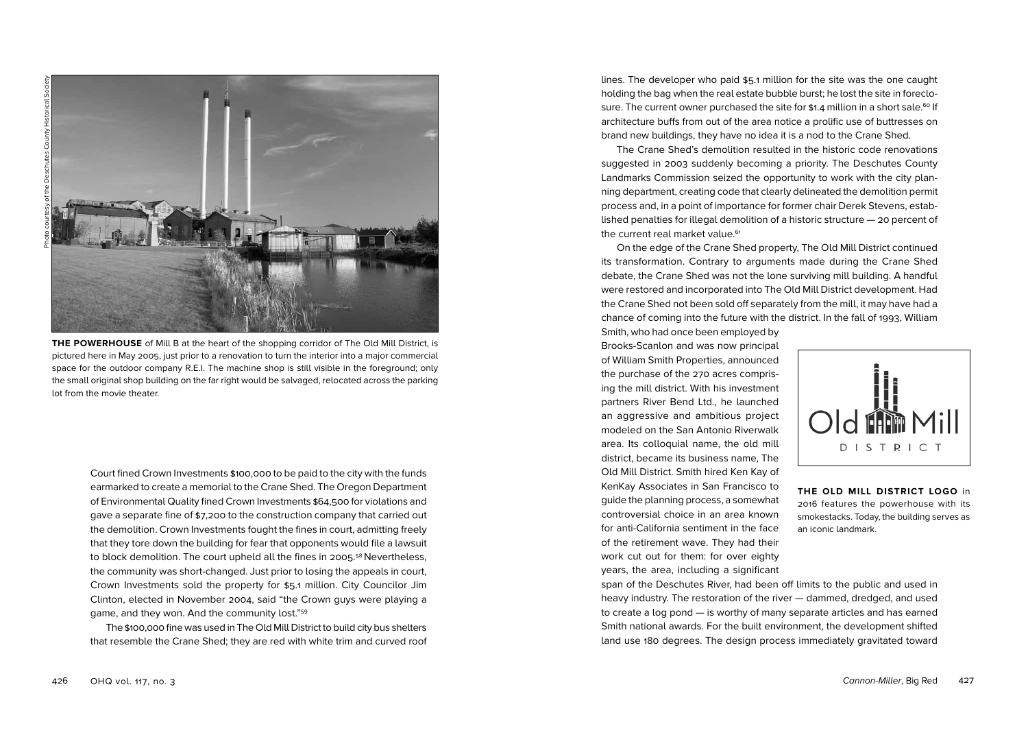Photo courtesy of the Deschutes County Historical Society

**THE POWERHOUSE** of Mill B at the heart of the shopping corridor of The Old Mill District, is pictured here in May 2005, just prior to a renovation to turn the interior into a major commercial space for the outdoor company R.E.I. The machine shop is still visible in the foreground; only the small original shop building on the far right would be salvaged, relocated across the parking lot from the movie theater.

Court fined Crown Investments $100,000 to be paid to the city with the funds earmarked to create a memorial to the Crane Shed. The Oregon Department of Environmental Quality fined Crown Investments $64,500 for violations and gave a separate fine of $7,200 to the construction company that carried out the demolition. Crown Investments fought the fines in court, admitting freely that they tore down the building for fear that opponents would file a lawsuit to block demolition. The court upheld all the fines in 2005.[58] Nevertheless, the community was short-changed. Just prior to losing the appeals in court, Crown Investments sold the property for $5.1 million. City Councilor Jim Clinton, elected in November 2004, said "the Crown guys were playing a game, and they won. And the community lost."[59]

The $100,000 fine was used in The Old Mill District to build city bus shelters that resemble the Crane Shed; they are red with white trim and curved roof lines. The developer who paid $5.1 million for the site was the one caught holding the bag when the real estate bubble burst; he lost the site in foreclosure. The current owner purchased the site for $1.4 million in a short sale.[60] If architecture buffs from out of the area notice a prolific use of buttresses on brand new buildings, they have no idea it is a nod to the Crane Shed.

The Crane Shed's demolition resulted in the historic code renovations suggested in 2003 suddenly becoming a priority. The Deschutes County Landmarks Commission seized the opportunity to work with the city planning department, creating code that clearly delineated the demolition permit process and, in a point of importance for former chair Derek Stevens, established penalties for illegal demolition of a historic structure — 20 percent of the current real market value.[61]

On the edge of the Crane Shed property, The Old Mill District continued its transformation. Contrary to arguments made during the Crane Shed debate, the Crane Shed was not the lone surviving mill building. A handful were restored and incorporated into The Old Mill District development. Had the Crane Shed not been sold off separately from the mill, it may have had a chance of coming into the future with the district. In the fall of 1993, William Smith, who had once been employed by Brooks-Scanlon and was now principal of William Smith Properties, announced the purchase of the 270 acres comprising the mill district. With his investment partners River Bend Ltd., he launched an aggressive and ambitious project modeled on the San Antonio Riverwalk area. Its colloquial name, the old mill district, became its business name, The Old Mill District. Smith hired Ken Kay of KenKay Associates in San Francisco to guide the planning process, a somewhat controversial choice in an area known for anti-California sentiment in the face of the retirement wave. They had their work cut out for them: for over eighty years, the area, including a significant span of the Deschutes River, had been off limits to the public and used in heavy industry. The restoration of the river — dammed, dredged, and used to create a log pond — is worthy of many separate articles and has earned Smith national awards. For the built environment, the development shifted land use 180 degrees. The design process immediately gravitated toward

**THE OLD MILL DISTRICT LOGO** in 2016 features the powerhouse with its smokestacks. Today, the building serves as an iconic landmark.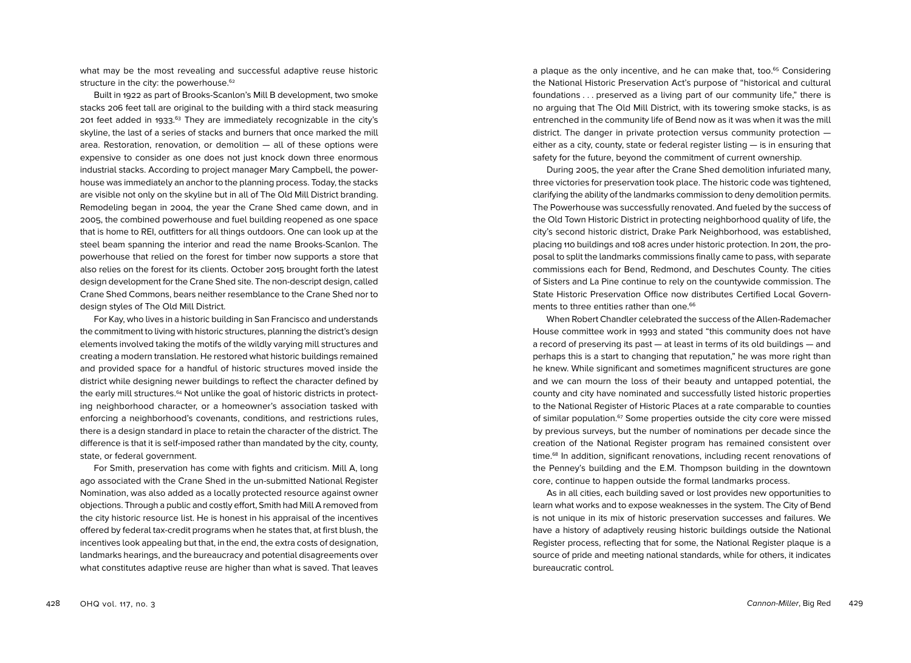what may be the most revealing and successful adaptive reuse historic structure in the city: the powerhouse.[62]

Built in 1922 as part of Brooks-Scanlon's Mill B development, two smoke stacks 206 feet tall are original to the building with a third stack measuring 201 feet added in 1933.[63] They are immediately recognizable in the city's skyline, the last of a series of stacks and burners that once marked the mill area. Restoration, renovation, or demolition — all of these options were expensive to consider as one does not just knock down three enormous industrial stacks. According to project manager Mary Campbell, the powerhouse was immediately an anchor to the planning process. Today, the stacks are visible not only on the skyline but in all of The Old Mill District branding. Remodeling began in 2004, the year the Crane Shed came down, and in 2005, the combined powerhouse and fuel building reopened as one space that is home to REI, outfitters for all things outdoors. One can look up at the steel beam spanning the interior and read the name Brooks-Scanlon. The powerhouse that relied on the forest for timber now supports a store that also relies on the forest for its clients. October 2015 brought forth the latest design development for the Crane Shed site. The non-descript design, called Crane Shed Commons, bears neither resemblance to the Crane Shed nor to design styles of The Old Mill District.

For Kay, who lives in a historic building in San Francisco and understands the commitment to living with historic structures, planning the district's design elements involved taking the motifs of the wildly varying mill structures and creating a modern translation. He restored what historic buildings remained and provided space for a handful of historic structures moved inside the district while designing newer buildings to reflect the character defined by the early mill structures.[64] Not unlike the goal of historic districts in protecting neighborhood character, or a homeowner's association tasked with enforcing a neighborhood's covenants, conditions, and restrictions rules, there is a design standard in place to retain the character of the district. The difference is that it is self-imposed rather than mandated by the city, county, state, or federal government.

For Smith, preservation has come with fights and criticism. Mill A, long ago associated with the Crane Shed in the un-submitted National Register Nomination, was also added as a locally protected resource against owner objections. Through a public and costly effort, Smith had Mill A removed from the city historic resource list. He is honest in his appraisal of the incentives offered by federal tax-credit programs when he states that, at first blush, the incentives look appealing but that, in the end, the extra costs of designation, landmarks hearings, and the bureaucracy and potential disagreements over what constitutes adaptive reuse are higher than what is saved. That leaves a plaque as the only incentive, and he can make that, too.[65] Considering the National Historic Preservation Act's purpose of "historical and cultural foundations . . . preserved as a living part of our community life," there is no arguing that The Old Mill District, with its towering smoke stacks, is as entrenched in the community life of Bend now as it was when it was the mill district. The danger in private protection versus community protection — either as a city, county, state or federal register listing — is in ensuring that safety for the future, beyond the commitment of current ownership.

During 2005, the year after the Crane Shed demolition infuriated many, three victories for preservation took place. The historic code was tightened, clarifying the ability of the landmarks commission to deny demolition permits. The Powerhouse was successfully renovated. And fueled by the success of the Old Town Historic District in protecting neighborhood quality of life, the city's second historic district, Drake Park Neighborhood, was established, placing 110 buildings and 108 acres under historic protection. In 2011, the proposal to split the landmarks commissions finally came to pass, with separate commissions each for Bend, Redmond, and Deschutes County. The cities of Sisters and La Pine continue to rely on the countywide commission. The State Historic Preservation Office now distributes Certified Local Governments to three entities rather than one.[66]

When Robert Chandler celebrated the success of the Allen-Rademacher House committee work in 1993 and stated "this community does not have a record of preserving its past — at least in terms of its old buildings — and perhaps this is a start to changing that reputation," he was more right than he knew. While significant and sometimes magnificent structures are gone and we can mourn the loss of their beauty and untapped potential, the county and city have nominated and successfully listed historic properties to the National Register of Historic Places at a rate comparable to counties of similar population.[67] Some properties outside the city core were missed by previous surveys, but the number of nominations per decade since the creation of the National Register program has remained consistent over time.[68] In addition, significant renovations, including recent renovations of the Penney's building and the E.M. Thompson building in the downtown core, continue to happen outside the formal landmarks process.

As in all cities, each building saved or lost provides new opportunities to learn what works and to expose weaknesses in the system. The City of Bend is not unique in its mix of historic preservation successes and failures. We have a history of adaptively reusing historic buildings outside the National Register process, reflecting that for some, the National Register plaque is a source of pride and meeting national standards, while for others, it indicates bureaucratic control.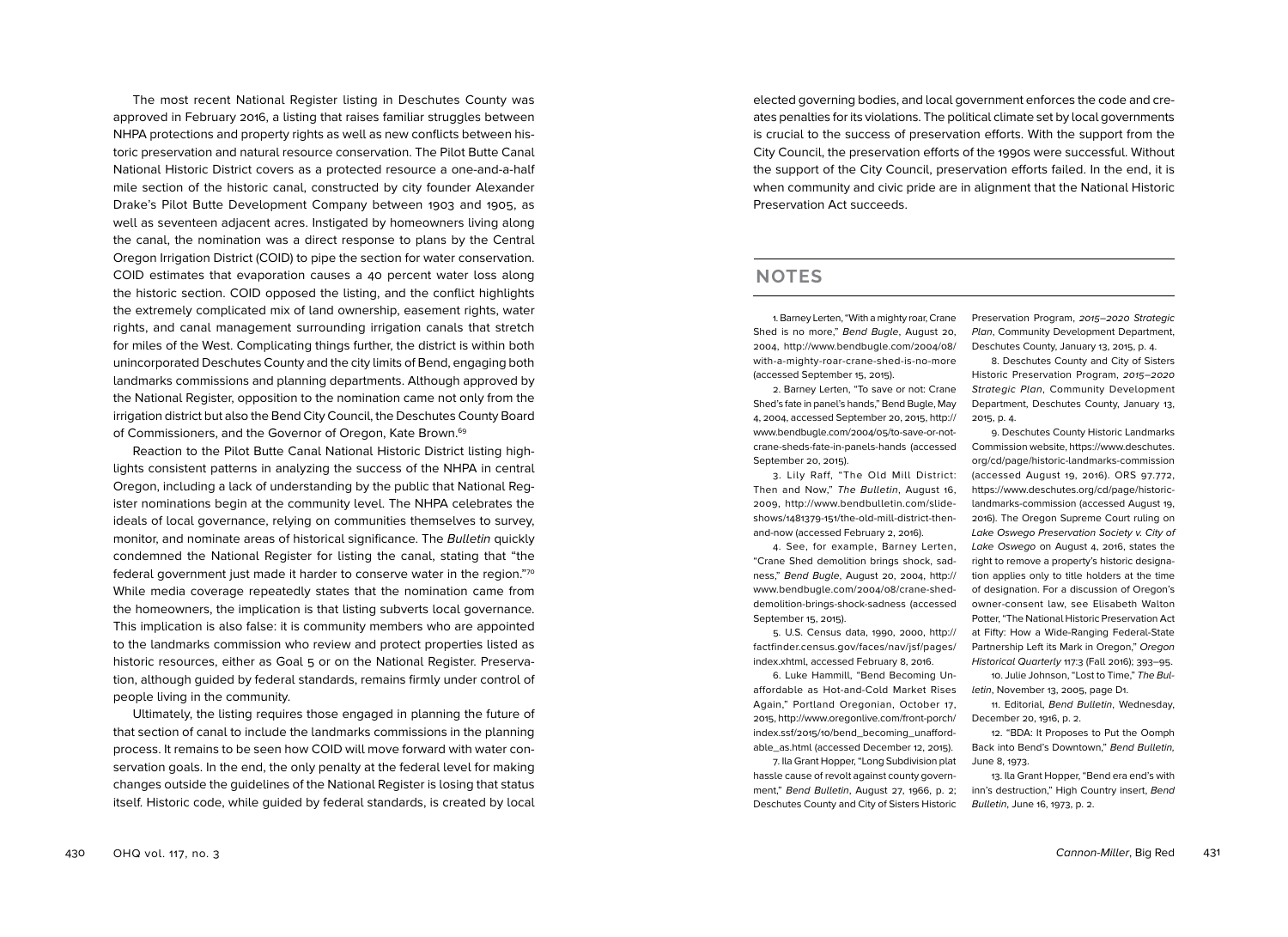The most recent National Register listing in Deschutes County was approved in February 2016, a listing that raises familiar struggles between NHPA protections and property rights as well as new conflicts between historic preservation and natural resource conservation. The Pilot Butte Canal National Historic District covers as a protected resource a one-and-a-half mile section of the historic canal, constructed by city founder Alexander Drake's Pilot Butte Development Company between 1903 and 1905, as well as seventeen adjacent acres. Instigated by homeowners living along the canal, the nomination was a direct response to plans by the Central Oregon Irrigation District (COID) to pipe the section for water conservation. COID estimates that evaporation causes a 40 percent water loss along the historic section. COID opposed the listing, and the conflict highlights the extremely complicated mix of land ownership, easement rights, water rights, and canal management surrounding irrigation canals that stretch for miles of the West. Complicating things further, the district is within both unincorporated Deschutes County and the city limits of Bend, engaging both landmarks commissions and planning departments. Although approved by the National Register, opposition to the nomination came not only from the irrigation district but also the Bend City Council, the Deschutes County Board of Commissioners, and the Governor of Oregon, Kate Brown.[69]

Reaction to the Pilot Butte Canal National Historic District listing highlights consistent patterns in analyzing the success of the NHPA in central Oregon, including a lack of understanding by the public that National Register nominations begin at the community level. The NHPA celebrates the ideals of local governance, relying on communities themselves to survey, monitor, and nominate areas of historical significance. The *Bulletin* quickly condemned the National Register for listing the canal, stating that "the federal government just made it harder to conserve water in the region."[70] While media coverage repeatedly states that the nomination came from the homeowners, the implication is that listing subverts local governance. This implication is also false: it is community members who are appointed to the landmarks commission who review and protect properties listed as historic resources, either as Goal 5 or on the National Register. Preservation, although guided by federal standards, remains firmly under control of people living in the community.

Ultimately, the listing requires those engaged in planning the future of that section of canal to include the landmarks commissions in the planning process. It remains to be seen how COID will move forward with water conservation goals. In the end, the only penalty at the federal level for making changes outside the guidelines of the National Register is losing that status itself. Historic code, while guided by federal standards, is created by local elected governing bodies, and local government enforces the code and creates penalties for its violations. The political climate set by local governments is crucial to the success of preservation efforts. With the support from the City Council, the preservation efforts of the 1990s were successful. Without the support of the City Council, preservation efforts failed. In the end, it is when community and civic pride are in alignment that the National Historic Preservation Act succeeds.

## NOTES

1. Barney Lerten, "With a mighty roar, Crane Shed is no more," *Bend Bugle*, August 20, 2004, http://www.bendbugle.com/2004/08/with-a-mighty-roar-crane-shed-is-no-more (accessed September 15, 2015).

2. Barney Lerten, "To save or not: Crane Shed's fate in panel's hands," Bend Bugle, May 4, 2004, accessed September 20, 2015, http://www.bendbugle.com/2004/05/to-save-or-not-crane-sheds-fate-in-panels-hands (accessed September 20, 2015).

3. Lily Raff, "The Old Mill District: Then and Now," *The Bulletin*, August 16, 2009, http://www.bendbulletin.com/slideshows/1481379-151/the-old-mill-district-then-and-now (accessed February 2, 2016).

4. See, for example, Barney Lerten, "Crane Shed demolition brings shock, sadness," *Bend Bugle*, August 20, 2004, http://www.bendbugle.com/2004/08/crane-shed-demolition-brings-shock-sadness (accessed September 15, 2015).

5. U.S. Census data, 1990, 2000, http://factfinder.census.gov/faces/nav/jsf/pages/index.xhtml, accessed February 8, 2016.

6. Luke Hammill, "Bend Becoming Unaffordable as Hot-and-Cold Market Rises Again," Portland Oregonian, October 17, 2015, http://www.oregonlive.com/front-porch/index.ssf/2015/10/bend_becoming_unaffordable_as.html (accessed December 12, 2015).

7. Ila Grant Hopper, "Long Subdivision plat hassle cause of revolt against county government," *Bend Bulletin*, August 27, 1966, p. 2; Deschutes County and City of Sisters Historic Preservation Program, *2015–2020 Strategic Plan*, Community Development Department, Deschutes County, January 13, 2015, p. 4.

8. Deschutes County and City of Sisters Historic Preservation Program, *2015–2020 Strategic Plan*, Community Development Department, Deschutes County, January 13, 2015, p. 4.

9. Deschutes County Historic Landmarks Commission website, https://www.deschutes.org/cd/page/historic-landmarks-commission (accessed August 19, 2016). ORS 97.772, https://www.deschutes.org/cd/page/historic-landmarks-commission (accessed August 19, 2016). The Oregon Supreme Court ruling on *Lake Oswego Preservation Society v. City of Lake Oswego* on August 4, 2016, states the right to remove a property's historic designation applies only to title holders at the time of designation. For a discussion of Oregon's owner-consent law, see Elisabeth Walton Potter, "The National Historic Preservation Act at Fifty: How a Wide-Ranging Federal-State Partnership Left its Mark in Oregon," *Oregon Historical Quarterly* 117:3 (Fall 2016): 393–95.

10. Julie Johnson, "Lost to Time," *The Bulletin*, November 13, 2005, page D1.

11. Editorial, *Bend Bulletin*, Wednesday, December 20, 1916, p. 2.

12. "BDA: It Proposes to Put the Oomph Back into Bend's Downtown," *Bend Bulletin,* June 8, 1973.

13. Ila Grant Hopper, "Bend era end's with inn's destruction," High Country insert, *Bend Bulletin*, June 16, 1973, p. 2.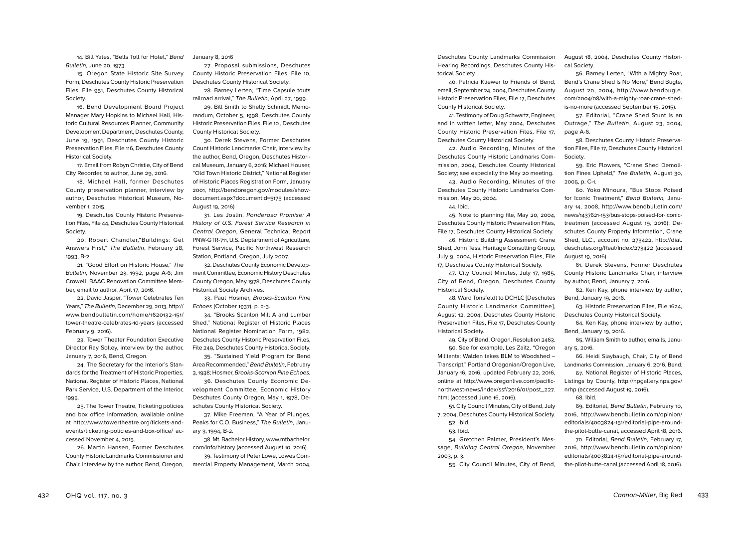14. Bill Yates, "Bells Toll for Hotel," *Bend Bulletin*, June 20, 1973.

15. Oregon State Historic Site Survey Form, Deschutes County Historic Preservation Files, File 951, Deschutes County Historical Society.

16. Bend Development Board Project Manager Mary Hopkins to Michael Hall, Historic Cultural Resources Planner, Community Development Department, Deschutes County, June 19, 1991, Deschutes County Historic Preservation Files, File 116, Deschutes County Historical Society.

17. Email from Robyn Christie, City of Bend City Recorder, to author, June 29, 2016.

18. Michael Hall, former Deschutes County preservation planner, interview by author, Deschutes Historical Museum, November 1, 2015.

19. Deschutes County Historic Preservation Files, File 44, Deschutes County Historical Society.

20. Robert Chandler,"Buildings: Get Answers First," *The Bulletin*, February 28, 1993, B-2.

21. "Good Effort on Historic House," *The Bulletin*, November 23, 1992, page A-6; Jim Crowell, BAAC Renovation Committee Member, email to author, April 17, 2016.

22. David Jasper, "Tower Celebrates Ten Years," *The Bulletin*, December 29, 2013, http://www.bendbulletin.com/home/1620132-151/tower-theatre-celebrates-10-years (accessed February 9, 2016).

23. Tower Theater Foundation Executive Director Ray Solley, interview by the author, January 7, 2016, Bend, Oregon.

24. The Secretary for the Interior's Standards for the Treatment of Historic Properties, National Register of Historic Places, National Park Service, U.S. Department of the Interior, 1995.

25. The Tower Theatre, Ticketing policies and box office information, available online at http://www.towertheatre.org/tickets-and-events/ticketing-policies-and-box-office/ accessed November 4, 2015.

26. Martin Hansen, Former Deschutes County Historic Landmarks Commissioner and Chair, interview by the author, Bend, Oregon, January 8, 2016

27. Proposal submissions, Deschutes County Historic Preservation Files, File 10, Deschutes County Historical Society.

28. Barney Lerten, "Time Capsule touts railroad arrival," *The Bulletin*, April 27, 1999.

29. Bill Smith to Shelly Schmidt, Memorandum, October 5, 1998, Deschutes County Historic Preservation Files, File 10 , Deschutes County Historical Society.

30. Derek Stevens, Former Deschutes Count Historic Landmarks Chair, interview by the author, Bend, Oregon, Deschutes Historical Museum, January 6, 2016; Michael Houser, "Old Town Historic District," National Register of Historic Places Registration Form, January 2001, http://bendoregon.gov/modules/showdocument.aspx?documentid=5175 (accessed August 19, 2016)

31. Les Joslin, *Ponderosa Promise: A History of U.S. Forest Service Research in Central Oregon*, General Technical Report PNW-GTR-711, U.S. Deptartment of Agriculture, Forest Service, Pacific Northwest Research Station, Portland, Oregon, July 2007.

32. Deschutes County Economic Development Committee, Economic History Deschutes County Oregon, May 1978, Deschutes County Historical Society Archives.

33. Paul Hosmer, *Brooks-Scanlon Pine Echoes* (October 1937), p. 2-3.

34. "Brooks Scanlon Mill A and Lumber Shed," National Register of Historic Places National Register Nomination Form, 1982, Deschutes County Historic Preservation Files, File 249, Deschutes County Historical Society.

35. "Sustained Yield Program for Bend Area Recommended," *Bend Bulletin*, February 3, 1938; Hosmer, *Brooks-Scanlon Pine Echoes.*

36. Deschutes County Economic Development Committee, Economic History Deschutes County Oregon, May 1, 1978, Deschutes County Historical Society.

37. Mike Freeman, "A Year of Plunges, Peaks for C.O. Business," *The Bulletin*, January 3, 1994, B-2.

38. Mt. Bachelor History, www.mtbachelor.com/info/history (accessed August 10, 2016).

39. Testimony of Peter Lowe, Lowes Commercial Property Management, March 2004, Deschutes County Landmarks Commission Hearing Recordings, Deschutes County Historical Society.

40. Patricia Kliewer to Friends of Bend, email, September 24, 2004, Deschutes County Historic Preservation Files, File 17, Deschutes County Historical Society.

41. Testimony of Doug Schwartz, Engineer, and in written letter, May 2004, Deschutes County Historic Preservation Files, File 17, Deschutes County Historical Society.

42. Audio Recording, Minutes of the Deschutes County Historic Landmarks Commission, 2004, Deschutes County Historical Society; see especially the May 20 meeting.

43. Audio Recording, Minutes of the Deschutes County Historic Landmarks Commission, May 20, 2004.

44. Ibid.

45. Note to planning file, May 20, 2004, Deschutes County Historic Preservation Files, File 17, Deschutes County Historical Society.

46. Historic Building Assessment: Crane Shed, John Tess, Heritage Consulting Group, July 9, 2004, Historic Preservation Files, File 17, Deschutes County Historical Society.

47. City Council Minutes, July 17, 1985, City of Bend, Oregon, Deschutes County Historical Society.

48. Ward Tonsfeldt to DCHLC [Deschutes County Historic Landmarks Committee], August 12, 2004, Deschutes County Historic Preservation Files, File 17, Deschutes County Historical Society.

49. City of Bend, Oregon, Resolution 2463.

50. See for example, Les Zaitz, "Oregon Militants: Walden takes BLM to Woodshed – Transcript," Portland Oregonian/Oregon Live, January 16, 2016, updated February 22, 2016, online at http://www.oregonlive.com/pacific-northwest-news/index/ssf/2016/01/post_227.html (accessed June 16, 2016).

51. City Council Minutes, City of Bend, July 7, 2004, Deschutes County Historical Society.

52. Ibid.

53. Ibid.

54. Gretchen Palmer, President's Message, *Building Central Oregon*, November 2003, p. 3.

55. City Council Minutes, City of Bend, August 18, 2004, Deschutes County Historical Society.

56. Barney Lerten, "With a Mighty Roar, Bend's Crane Shed Is No More," Bend Bugle, August 20, 2004, http://www.bendbugle.com/2004/08/with-a-mighty-roar-crane-shed-is-no-more (accessed September 15, 2015).

57. Editorial, "Crane Shed Stunt Is an Outrage," *The Bulletin*, August 23, 2004, page A-6.

58. Deschutes County Historic Preservation Files, File 17, Deschutes County Historical Society.

59. Eric Flowers, "Crane Shed Demolition Fines Upheld," *The Bulletin*, August 30, 2005, p. C-1.

60. Yoko Minoura, "Bus Stops Poised for Iconic Treatment," *Bend Bulletin*, January 14, 2008, http://www.bendbulletin.com/news/1437621-153/bus-stops-poised-for-iconic-treatmen (accessed August 19, 2016); Deschutes County Property Information, Crane Shed, LLC., account no. 273422, http://dial.deschutes.org/Real/Index/273422 (accessed August 19, 2016).

61. Derek Stevens, Former Deschutes County Historic Landmarks Chair, interview by author, Bend, January 7, 2016.

62. Ken Kay, phone interview by author, Bend, January 19, 2016.

63. Historic Preservation Files, File 1624, Deschutes County Historical Society.

64. Ken Kay, phone interview by author, Bend, January 19, 2016.

65. William Smith to author, emails, January 5, 2016.

66. Heidi Slaybaugh, Chair, City of Bend Landmarks Commission, January 6, 2016, Bend.

67. National Register of Historic Places, Listings by County, http://npgallery.nps.gov/nrhp (accessed August 19, 2016).

68. Ibid.

69. Editorial, *Bend Bulletin*, February 10, 2016, http://www.bendbulletin.com/opinion/editorials/4003824-151/editorial-pipe-around-the-pilot-butte-canal, accessed April 18, 2016.

70. Editorial, *Bend Bulletin*, February 17, 2016, http://www.bendbulletin.com/opinion/editorials/4003824-151/editorial-pipe-around-the-pilot-butte-canal,(accessed April 18, 2016).